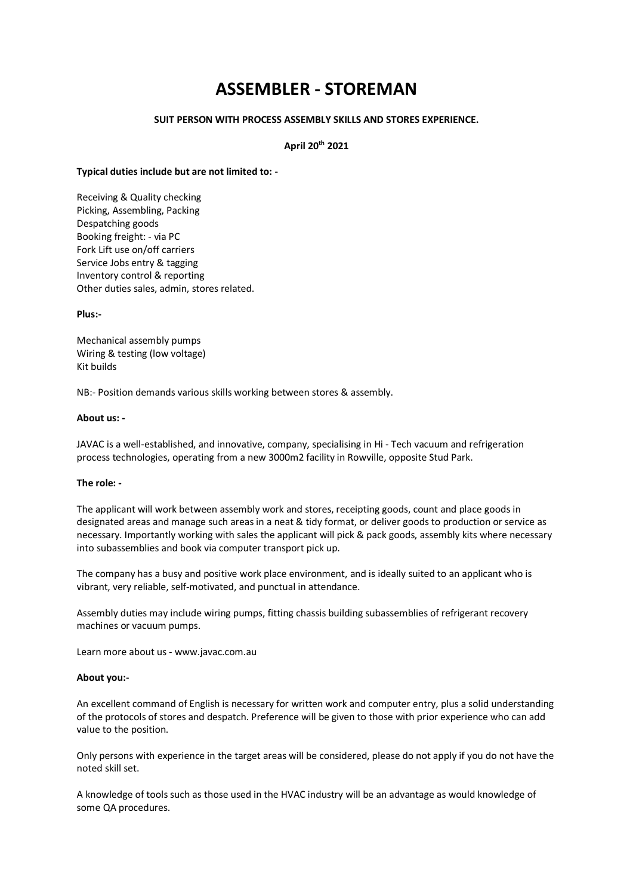# ASSEMBLER - STOREMAN

**SUIT PERSON WITH PROCESS ASSEMBLY SKILLS AND STORES EXPERIENCE.**

**April 20th 2021**

**Typical duties include but are not limited to: -**

Receiving & Quality checking
Picking, Assembling, Packing
Despatching goods
Booking freight: - via PC
Fork Lift use on/off carriers
Service Jobs entry & tagging
Inventory control & reporting
Other duties sales, admin, stores related.

**Plus:-**

Mechanical assembly pumps
Wiring & testing (low voltage)
Kit builds

NB:- Position demands various skills working between stores & assembly.

**About us: -**

JAVAC is a well-established, and innovative, company, specialising in Hi - Tech vacuum and refrigeration process technologies, operating from a new 3000m2 facility in Rowville, opposite Stud Park.

**The role: -**

The applicant will work between assembly work and stores, receipting goods, count and place goods in designated areas and manage such areas in a neat & tidy format, or deliver goods to production or service as necessary. Importantly working with sales the applicant will pick & pack goods, assembly kits where necessary into subassemblies and book via computer transport pick up.

The company has a busy and positive work place environment, and is ideally suited to an applicant who is vibrant, very reliable, self-motivated, and punctual in attendance.

Assembly duties may include wiring pumps, fitting chassis building subassemblies of refrigerant recovery machines or vacuum pumps.

Learn more about us - www.javac.com.au

**About you:-**

An excellent command of English is necessary for written work and computer entry, plus a solid understanding of the protocols of stores and despatch. Preference will be given to those with prior experience who can add value to the position.

Only persons with experience in the target areas will be considered, please do not apply if you do not have the noted skill set.

A knowledge of tools such as those used in the HVAC industry will be an advantage as would knowledge of some QA procedures.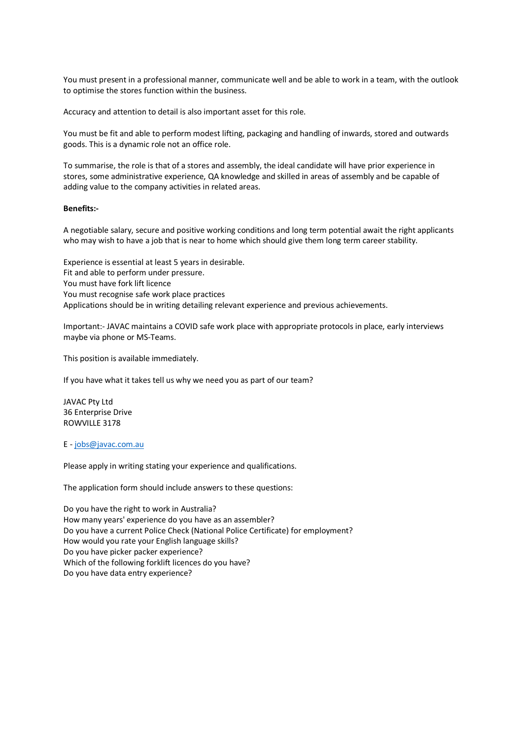You must present in a professional manner, communicate well and be able to work in a team, with the outlook to optimise the stores function within the business.

Accuracy and attention to detail is also important asset for this role.

You must be fit and able to perform modest lifting, packaging and handling of inwards, stored and outwards goods. This is a dynamic role not an office role.

To summarise, the role is that of a stores and assembly, the ideal candidate will have prior experience in stores, some administrative experience, QA knowledge and skilled in areas of assembly and be capable of adding value to the company activities in related areas.

**Benefits:-**

A negotiable salary, secure and positive working conditions and long term potential await the right applicants who may wish to have a job that is near to home which should give them long term career stability.

Experience is essential at least 5 years in desirable.
Fit and able to perform under pressure.
You must have fork lift licence
You must recognise safe work place practices
Applications should be in writing detailing relevant experience and previous achievements.

Important:- JAVAC maintains a COVID safe work place with appropriate protocols in place, early interviews maybe via phone or MS-Teams.

This position is available immediately.

If you have what it takes tell us why we need you as part of our team?

JAVAC Pty Ltd
36 Enterprise Drive
ROWVILLE 3178

E - jobs@javac.com.au

Please apply in writing stating your experience and qualifications.

The application form should include answers to these questions:

Do you have the right to work in Australia?
How many years' experience do you have as an assembler?
Do you have a current Police Check (National Police Certificate) for employment?
How would you rate your English language skills?
Do you have picker packer experience?
Which of the following forklift licences do you have?
Do you have data entry experience?